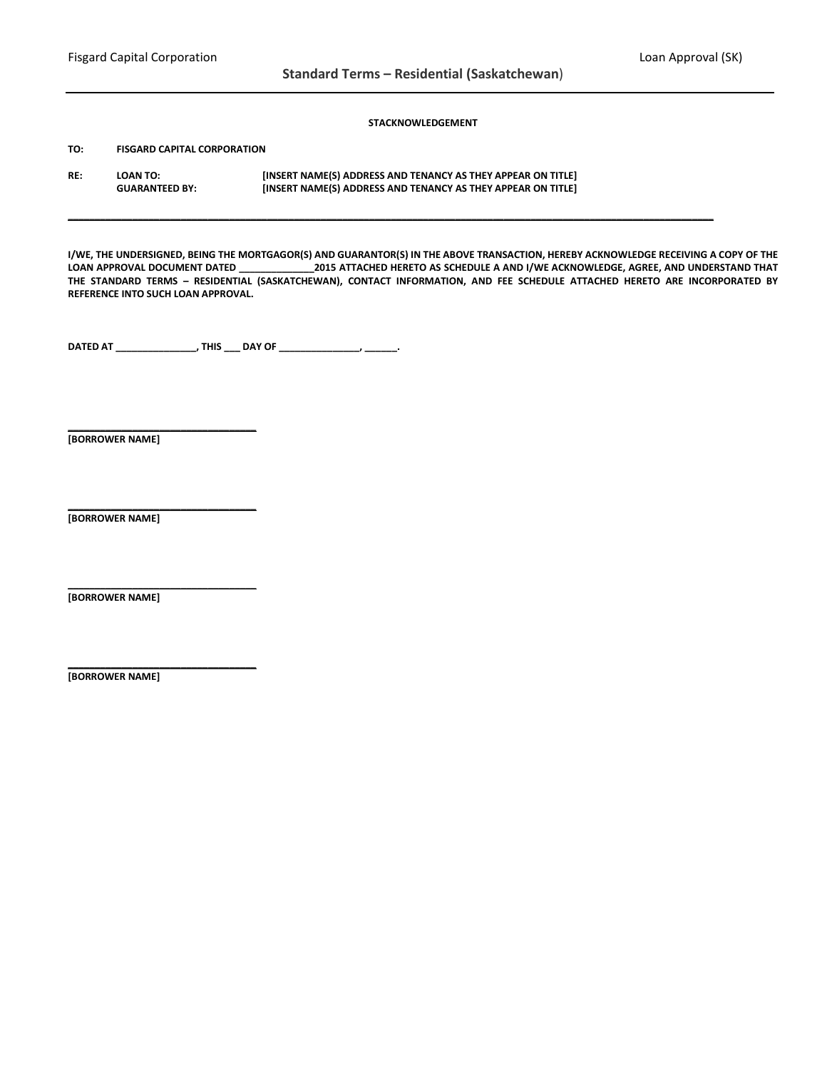**STACKNOWLEDGEMENT**

**TO:** **FISGARD CAPITAL CORPORATION**

**RE:** **LOAN TO:** **[INSERT NAME(S) ADDRESS AND TENANCY AS THEY APPEAR ON TITLE]**
**GUARANTEED BY:** **[INSERT NAME(S) ADDRESS AND TENANCY AS THEY APPEAR ON TITLE]**

---

**I/WE, THE UNDERSIGNED, BEING THE MORTGAGOR(S) AND GUARANTOR(S) IN THE ABOVE TRANSACTION, HEREBY ACKNOWLEDGE RECEIVING A COPY OF THE LOAN APPROVAL DOCUMENT DATED ______________2015 ATTACHED HERETO AS SCHEDULE A AND I/WE ACKNOWLEDGE, AGREE, AND UNDERSTAND THAT THE STANDARD TERMS – RESIDENTIAL (SASKATCHEWAN), CONTACT INFORMATION, AND FEE SCHEDULE ATTACHED HERETO ARE INCORPORATED BY REFERENCE INTO SUCH LOAN APPROVAL.**

**DATED AT _______________, THIS ___ DAY OF _______________, ______.**

**_________________________________**
**[BORROWER NAME]**

**_________________________________**
**[BORROWER NAME]**

**_________________________________**
**[BORROWER NAME]**

**_________________________________**
**[BORROWER NAME]**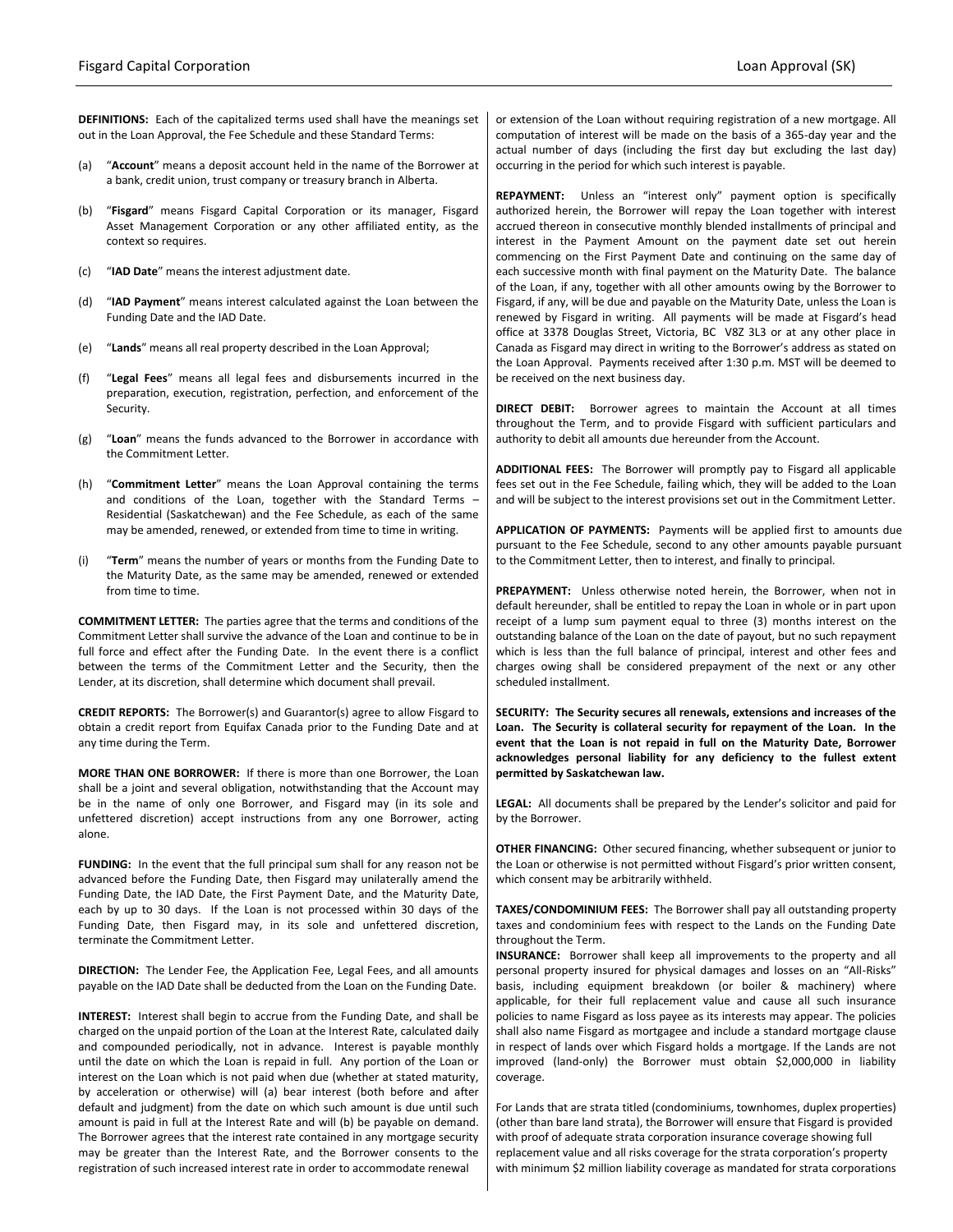**DEFINITIONS:** Each of the capitalized terms used shall have the meanings set out in the Loan Approval, the Fee Schedule and these Standard Terms:

(a) "**Account**" means a deposit account held in the name of the Borrower at a bank, credit union, trust company or treasury branch in Alberta.

(b) "**Fisgard**" means Fisgard Capital Corporation or its manager, Fisgard Asset Management Corporation or any other affiliated entity, as the context so requires.

(c) "**IAD Date**" means the interest adjustment date.

(d) "**IAD Payment**" means interest calculated against the Loan between the Funding Date and the IAD Date.

(e) "**Lands**" means all real property described in the Loan Approval;

(f) "**Legal Fees**" means all legal fees and disbursements incurred in the preparation, execution, registration, perfection, and enforcement of the Security.

(g) "**Loan**" means the funds advanced to the Borrower in accordance with the Commitment Letter.

(h) "**Commitment Letter**" means the Loan Approval containing the terms and conditions of the Loan, together with the Standard Terms – Residential (Saskatchewan) and the Fee Schedule, as each of the same may be amended, renewed, or extended from time to time in writing.

(i) "**Term**" means the number of years or months from the Funding Date to the Maturity Date, as the same may be amended, renewed or extended from time to time.

**COMMITMENT LETTER:** The parties agree that the terms and conditions of the Commitment Letter shall survive the advance of the Loan and continue to be in full force and effect after the Funding Date. In the event there is a conflict between the terms of the Commitment Letter and the Security, then the Lender, at its discretion, shall determine which document shall prevail.

**CREDIT REPORTS:** The Borrower(s) and Guarantor(s) agree to allow Fisgard to obtain a credit report from Equifax Canada prior to the Funding Date and at any time during the Term.

**MORE THAN ONE BORROWER:** If there is more than one Borrower, the Loan shall be a joint and several obligation, notwithstanding that the Account may be in the name of only one Borrower, and Fisgard may (in its sole and unfettered discretion) accept instructions from any one Borrower, acting alone.

**FUNDING:** In the event that the full principal sum shall for any reason not be advanced before the Funding Date, then Fisgard may unilaterally amend the Funding Date, the IAD Date, the First Payment Date, and the Maturity Date, each by up to 30 days. If the Loan is not processed within 30 days of the Funding Date, then Fisgard may, in its sole and unfettered discretion, terminate the Commitment Letter.

**DIRECTION:** The Lender Fee, the Application Fee, Legal Fees, and all amounts payable on the IAD Date shall be deducted from the Loan on the Funding Date.

**INTEREST:** Interest shall begin to accrue from the Funding Date, and shall be charged on the unpaid portion of the Loan at the Interest Rate, calculated daily and compounded periodically, not in advance. Interest is payable monthly until the date on which the Loan is repaid in full. Any portion of the Loan or interest on the Loan which is not paid when due (whether at stated maturity, by acceleration or otherwise) will (a) bear interest (both before and after default and judgment) from the date on which such amount is due until such amount is paid in full at the Interest Rate and will (b) be payable on demand. The Borrower agrees that the interest rate contained in any mortgage security may be greater than the Interest Rate, and the Borrower consents to the registration of such increased interest rate in order to accommodate renewal or extension of the Loan without requiring registration of a new mortgage. All computation of interest will be made on the basis of a 365-day year and the actual number of days (including the first day but excluding the last day) occurring in the period for which such interest is payable.

**REPAYMENT:** Unless an "interest only" payment option is specifically authorized herein, the Borrower will repay the Loan together with interest accrued thereon in consecutive monthly blended installments of principal and interest in the Payment Amount on the payment date set out herein commencing on the First Payment Date and continuing on the same day of each successive month with final payment on the Maturity Date. The balance of the Loan, if any, together with all other amounts owing by the Borrower to Fisgard, if any, will be due and payable on the Maturity Date, unless the Loan is renewed by Fisgard in writing. All payments will be made at Fisgard's head office at 3378 Douglas Street, Victoria, BC V8Z 3L3 or at any other place in Canada as Fisgard may direct in writing to the Borrower's address as stated on the Loan Approval. Payments received after 1:30 p.m. MST will be deemed to be received on the next business day.

**DIRECT DEBIT:** Borrower agrees to maintain the Account at all times throughout the Term, and to provide Fisgard with sufficient particulars and authority to debit all amounts due hereunder from the Account.

**ADDITIONAL FEES:** The Borrower will promptly pay to Fisgard all applicable fees set out in the Fee Schedule, failing which, they will be added to the Loan and will be subject to the interest provisions set out in the Commitment Letter.

**APPLICATION OF PAYMENTS:** Payments will be applied first to amounts due pursuant to the Fee Schedule, second to any other amounts payable pursuant to the Commitment Letter, then to interest, and finally to principal.

**PREPAYMENT:** Unless otherwise noted herein, the Borrower, when not in default hereunder, shall be entitled to repay the Loan in whole or in part upon receipt of a lump sum payment equal to three (3) months interest on the outstanding balance of the Loan on the date of payout, but no such repayment which is less than the full balance of principal, interest and other fees and charges owing shall be considered prepayment of the next or any other scheduled installment.

**SECURITY: The Security secures all renewals, extensions and increases of the Loan. The Security is collateral security for repayment of the Loan. In the event that the Loan is not repaid in full on the Maturity Date, Borrower acknowledges personal liability for any deficiency to the fullest extent permitted by Saskatchewan law.**

**LEGAL:** All documents shall be prepared by the Lender's solicitor and paid for by the Borrower.

**OTHER FINANCING:** Other secured financing, whether subsequent or junior to the Loan or otherwise is not permitted without Fisgard's prior written consent, which consent may be arbitrarily withheld.

**TAXES/CONDOMINIUM FEES:** The Borrower shall pay all outstanding property taxes and condominium fees with respect to the Lands on the Funding Date throughout the Term.

**INSURANCE:** Borrower shall keep all improvements to the property and all personal property insured for physical damages and losses on an "All-Risks" basis, including equipment breakdown (or boiler & machinery) where applicable, for their full replacement value and cause all such insurance policies to name Fisgard as loss payee as its interests may appear. The policies shall also name Fisgard as mortgagee and include a standard mortgage clause in respect of lands over which Fisgard holds a mortgage. If the Lands are not improved (land-only) the Borrower must obtain $2,000,000 in liability coverage.

For Lands that are strata titled (condominiums, townhomes, duplex properties) (other than bare land strata), the Borrower will ensure that Fisgard is provided with proof of adequate strata corporation insurance coverage showing full replacement value and all risks coverage for the strata corporation's property with minimum $2 million liability coverage as mandated for strata corporations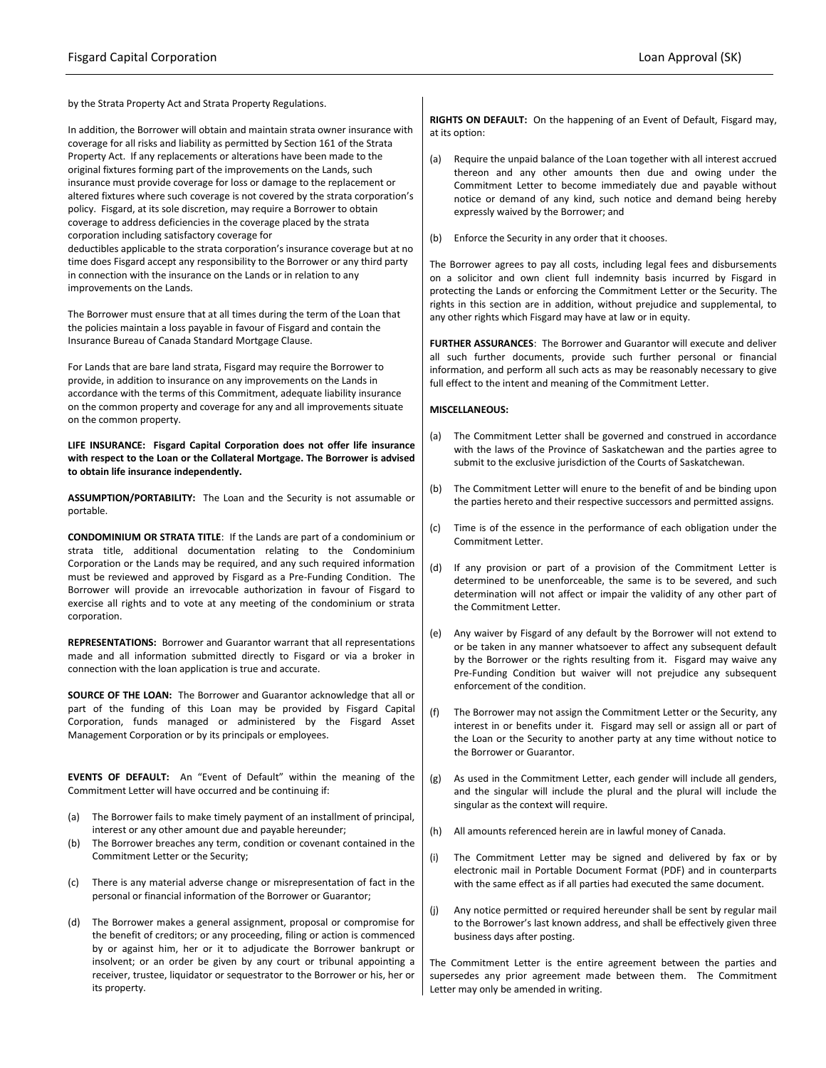by the Strata Property Act and Strata Property Regulations.

In addition, the Borrower will obtain and maintain strata owner insurance with coverage for all risks and liability as permitted by Section 161 of the Strata Property Act. If any replacements or alterations have been made to the original fixtures forming part of the improvements on the Lands, such insurance must provide coverage for loss or damage to the replacement or altered fixtures where such coverage is not covered by the strata corporation's policy. Fisgard, at its sole discretion, may require a Borrower to obtain coverage to address deficiencies in the coverage placed by the strata corporation including satisfactory coverage for deductibles applicable to the strata corporation's insurance coverage but at no time does Fisgard accept any responsibility to the Borrower or any third party in connection with the insurance on the Lands or in relation to any improvements on the Lands.

The Borrower must ensure that at all times during the term of the Loan that the policies maintain a loss payable in favour of Fisgard and contain the Insurance Bureau of Canada Standard Mortgage Clause.

For Lands that are bare land strata, Fisgard may require the Borrower to provide, in addition to insurance on any improvements on the Lands in accordance with the terms of this Commitment, adequate liability insurance on the common property and coverage for any and all improvements situate on the common property.

**LIFE INSURANCE: Fisgard Capital Corporation does not offer life insurance with respect to the Loan or the Collateral Mortgage. The Borrower is advised to obtain life insurance independently.**

**ASSUMPTION/PORTABILITY:** The Loan and the Security is not assumable or portable.

**CONDOMINIUM OR STRATA TITLE**: If the Lands are part of a condominium or strata title, additional documentation relating to the Condominium Corporation or the Lands may be required, and any such required information must be reviewed and approved by Fisgard as a Pre-Funding Condition. The Borrower will provide an irrevocable authorization in favour of Fisgard to exercise all rights and to vote at any meeting of the condominium or strata corporation.

**REPRESENTATIONS:** Borrower and Guarantor warrant that all representations made and all information submitted directly to Fisgard or via a broker in connection with the loan application is true and accurate.

**SOURCE OF THE LOAN:** The Borrower and Guarantor acknowledge that all or part of the funding of this Loan may be provided by Fisgard Capital Corporation, funds managed or administered by the Fisgard Asset Management Corporation or by its principals or employees.

**EVENTS OF DEFAULT:** An "Event of Default" within the meaning of the Commitment Letter will have occurred and be continuing if:

(a) The Borrower fails to make timely payment of an installment of principal, interest or any other amount due and payable hereunder;

(b) The Borrower breaches any term, condition or covenant contained in the Commitment Letter or the Security;

(c) There is any material adverse change or misrepresentation of fact in the personal or financial information of the Borrower or Guarantor;

(d) The Borrower makes a general assignment, proposal or compromise for the benefit of creditors; or any proceeding, filing or action is commenced by or against him, her or it to adjudicate the Borrower bankrupt or insolvent; or an order be given by any court or tribunal appointing a receiver, trustee, liquidator or sequestrator to the Borrower or his, her or its property.

**RIGHTS ON DEFAULT:** On the happening of an Event of Default, Fisgard may, at its option:

(a) Require the unpaid balance of the Loan together with all interest accrued thereon and any other amounts then due and owing under the Commitment Letter to become immediately due and payable without notice or demand of any kind, such notice and demand being hereby expressly waived by the Borrower; and

(b) Enforce the Security in any order that it chooses.

The Borrower agrees to pay all costs, including legal fees and disbursements on a solicitor and own client full indemnity basis incurred by Fisgard in protecting the Lands or enforcing the Commitment Letter or the Security. The rights in this section are in addition, without prejudice and supplemental, to any other rights which Fisgard may have at law or in equity.

**FURTHER ASSURANCES**: The Borrower and Guarantor will execute and deliver all such further documents, provide such further personal or financial information, and perform all such acts as may be reasonably necessary to give full effect to the intent and meaning of the Commitment Letter.

**MISCELLANEOUS:**

(a) The Commitment Letter shall be governed and construed in accordance with the laws of the Province of Saskatchewan and the parties agree to submit to the exclusive jurisdiction of the Courts of Saskatchewan.

(b) The Commitment Letter will enure to the benefit of and be binding upon the parties hereto and their respective successors and permitted assigns.

(c) Time is of the essence in the performance of each obligation under the Commitment Letter.

(d) If any provision or part of a provision of the Commitment Letter is determined to be unenforceable, the same is to be severed, and such determination will not affect or impair the validity of any other part of the Commitment Letter.

(e) Any waiver by Fisgard of any default by the Borrower will not extend to or be taken in any manner whatsoever to affect any subsequent default by the Borrower or the rights resulting from it. Fisgard may waive any Pre-Funding Condition but waiver will not prejudice any subsequent enforcement of the condition.

(f) The Borrower may not assign the Commitment Letter or the Security, any interest in or benefits under it. Fisgard may sell or assign all or part of the Loan or the Security to another party at any time without notice to the Borrower or Guarantor.

(g) As used in the Commitment Letter, each gender will include all genders, and the singular will include the plural and the plural will include the singular as the context will require.

(h) All amounts referenced herein are in lawful money of Canada.

(i) The Commitment Letter may be signed and delivered by fax or by electronic mail in Portable Document Format (PDF) and in counterparts with the same effect as if all parties had executed the same document.

(j) Any notice permitted or required hereunder shall be sent by regular mail to the Borrower's last known address, and shall be effectively given three business days after posting.

The Commitment Letter is the entire agreement between the parties and supersedes any prior agreement made between them. The Commitment Letter may only be amended in writing.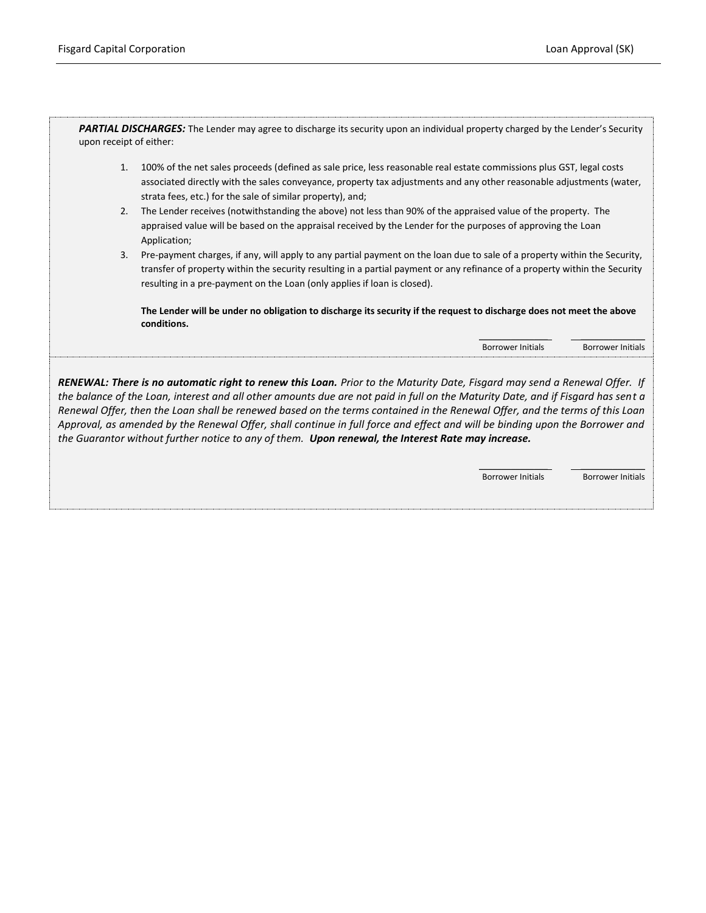***PARTIAL DISCHARGES:*** The Lender may agree to discharge its security upon an individual property charged by the Lender's Security upon receipt of either:

1. 100% of the net sales proceeds (defined as sale price, less reasonable real estate commissions plus GST, legal costs associated directly with the sales conveyance, property tax adjustments and any other reasonable adjustments (water, strata fees, etc.) for the sale of similar property), and;
2. The Lender receives (notwithstanding the above) not less than 90% of the appraised value of the property. The appraised value will be based on the appraisal received by the Lender for the purposes of approving the Loan Application;
3. Pre-payment charges, if any, will apply to any partial payment on the loan due to sale of a property within the Security, transfer of property within the security resulting in a partial payment or any refinance of a property within the Security resulting in a pre-payment on the Loan (only applies if loan is closed).

**The Lender will be under no obligation to discharge its security if the request to discharge does not meet the above conditions.**

\_\_\_\_\_\_\_\_\_\_\_\_ Borrower Initials &nbsp;&nbsp; \_\_\_\_\_\_\_\_\_\_\_\_ Borrower Initials

***RENEWAL: There is no automatic right to renew this Loan.*** *Prior to the Maturity Date, Fisgard may send a Renewal Offer. If the balance of the Loan, interest and all other amounts due are not paid in full on the Maturity Date, and if Fisgard has sent a Renewal Offer, then the Loan shall be renewed based on the terms contained in the Renewal Offer, and the terms of this Loan Approval, as amended by the Renewal Offer, shall continue in full force and effect and will be binding upon the Borrower and the Guarantor without further notice to any of them.* ***Upon renewal, the Interest Rate may increase.***

\_\_\_\_\_\_\_\_\_\_\_\_ Borrower Initials &nbsp;&nbsp; \_\_\_\_\_\_\_\_\_\_\_\_ Borrower Initials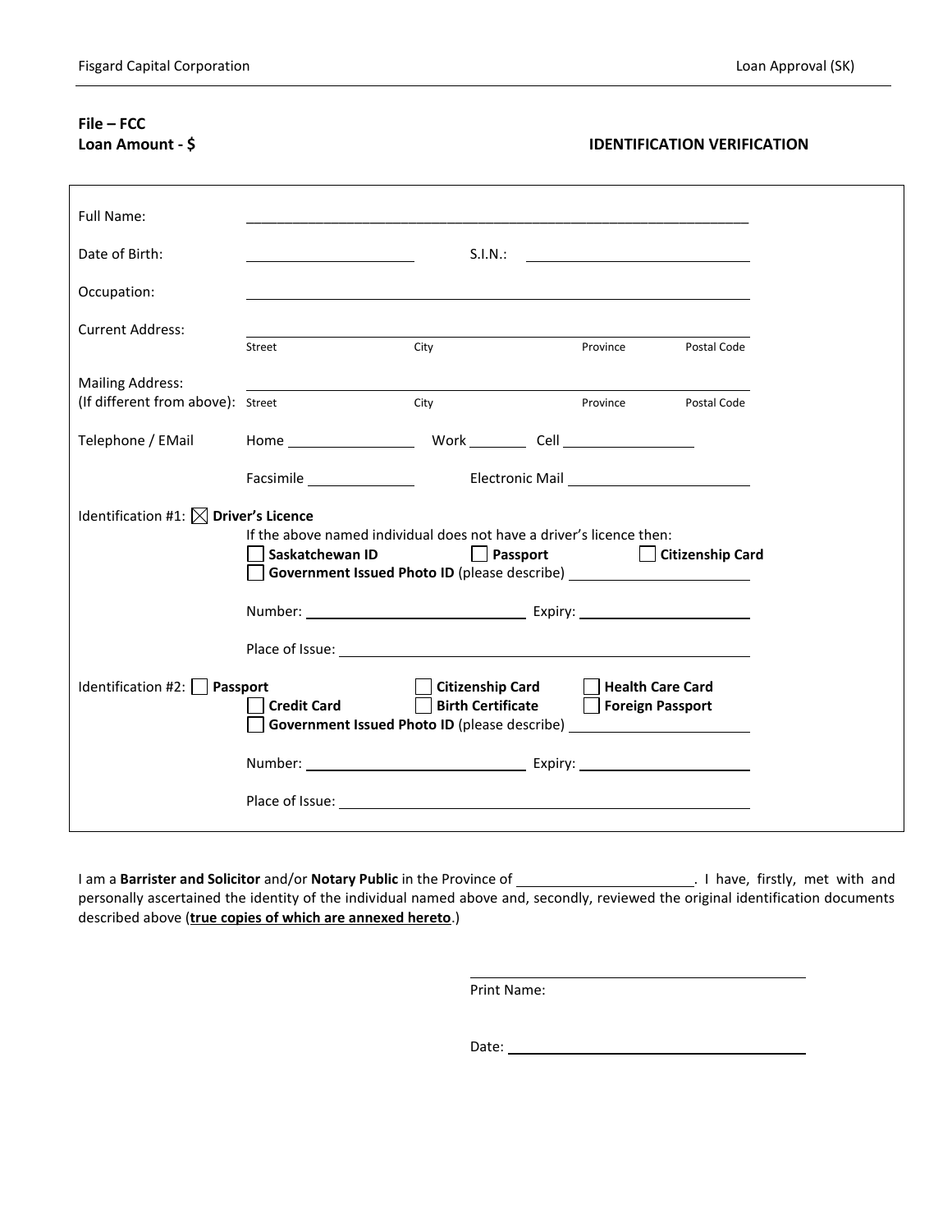**File – FCC**
**Loan Amount - $**

## IDENTIFICATION VERIFICATION

Full Name: ___________________________________________

Date of Birth: ____________________ S.I.N.: ____________________

Occupation: ___________________________________________

Current Address: ___________________________________________
Street City Province Postal Code

Mailing Address:
(If different from above): ___________________________________________
Street City Province Postal Code

Telephone / EMail Home ________________ Work ________ Cell ________________

Facsimile ______________ Electronic Mail ______________________

Identification #1: ☒ **Driver's Licence**

If the above named individual does not have a driver's licence then:

☐ **Saskatchewan ID** ☐ **Passport** ☐ **Citizenship Card**

☐ **Government Issued Photo ID** (please describe) ______________________

Number: ____________________________ Expiry: ______________________

Place of Issue: ___________________________________________

Identification #2: ☐ **Passport** ☐ **Citizenship Card** ☐ **Health Care Card**

☐ **Credit Card** ☐ **Birth Certificate** ☐ **Foreign Passport**

☐ **Government Issued Photo ID** (please describe) ______________________

Number: ____________________________ Expiry: ______________________

Place of Issue: ___________________________________________

I am a **Barrister and Solicitor** and/or **Notary Public** in the Province of ______________________. I have, firstly, met with and personally ascertained the identity of the individual named above and, secondly, reviewed the original identification documents described above (**true copies of which are annexed hereto**.)

______________________________________
Print Name:

Date: ______________________________________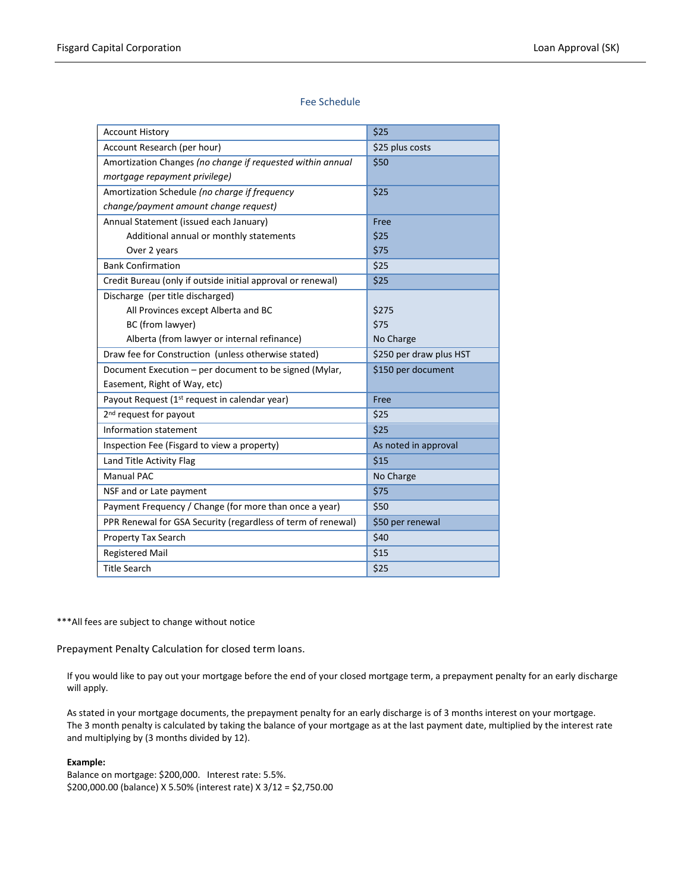## Fee Schedule

| | |
|---|---|
| Account History | $25 |
| Account Research (per hour) | $25 plus costs |
| Amortization Changes *(no change if requested within annual mortgage repayment privilege)* | $50 |
| Amortization Schedule *(no charge if frequency change/payment amount change request)* | $25 |
| Annual Statement (issued each January) | Free |
| Additional annual or monthly statements | $25 |
| Over 2 years | $75 |
| Bank Confirmation | $25 |
| Credit Bureau (only if outside initial approval or renewal) | $25 |
| Discharge (per title discharged) | |
| All Provinces except Alberta and BC | $275 |
| BC (from lawyer) | $75 |
| Alberta (from lawyer or internal refinance) | No Charge |
| Draw fee for Construction (unless otherwise stated) | $250 per draw plus HST |
| Document Execution – per document to be signed (Mylar, Easement, Right of Way, etc) | $150 per document |
| Payout Request (1st request in calendar year) | Free |
| 2nd request for payout | $25 |
| Information statement | $25 |
| Inspection Fee (Fisgard to view a property) | As noted in approval |
| Land Title Activity Flag | $15 |
| Manual PAC | No Charge |
| NSF and or Late payment | $75 |
| Payment Frequency / Change (for more than once a year) | $50 |
| PPR Renewal for GSA Security (regardless of term of renewal) | $50 per renewal |
| Property Tax Search | $40 |
| Registered Mail | $15 |
| Title Search | $25 |

***All fees are subject to change without notice

Prepayment Penalty Calculation for closed term loans.

If you would like to pay out your mortgage before the end of your closed mortgage term, a prepayment penalty for an early discharge will apply.

As stated in your mortgage documents, the prepayment penalty for an early discharge is of 3 months interest on your mortgage. The 3 month penalty is calculated by taking the balance of your mortgage as at the last payment date, multiplied by the interest rate and multiplying by (3 months divided by 12).

**Example:**
Balance on mortgage: $200,000. Interest rate: 5.5%.
$200,000.00 (balance) X 5.50% (interest rate) X 3/12 = $2,750.00